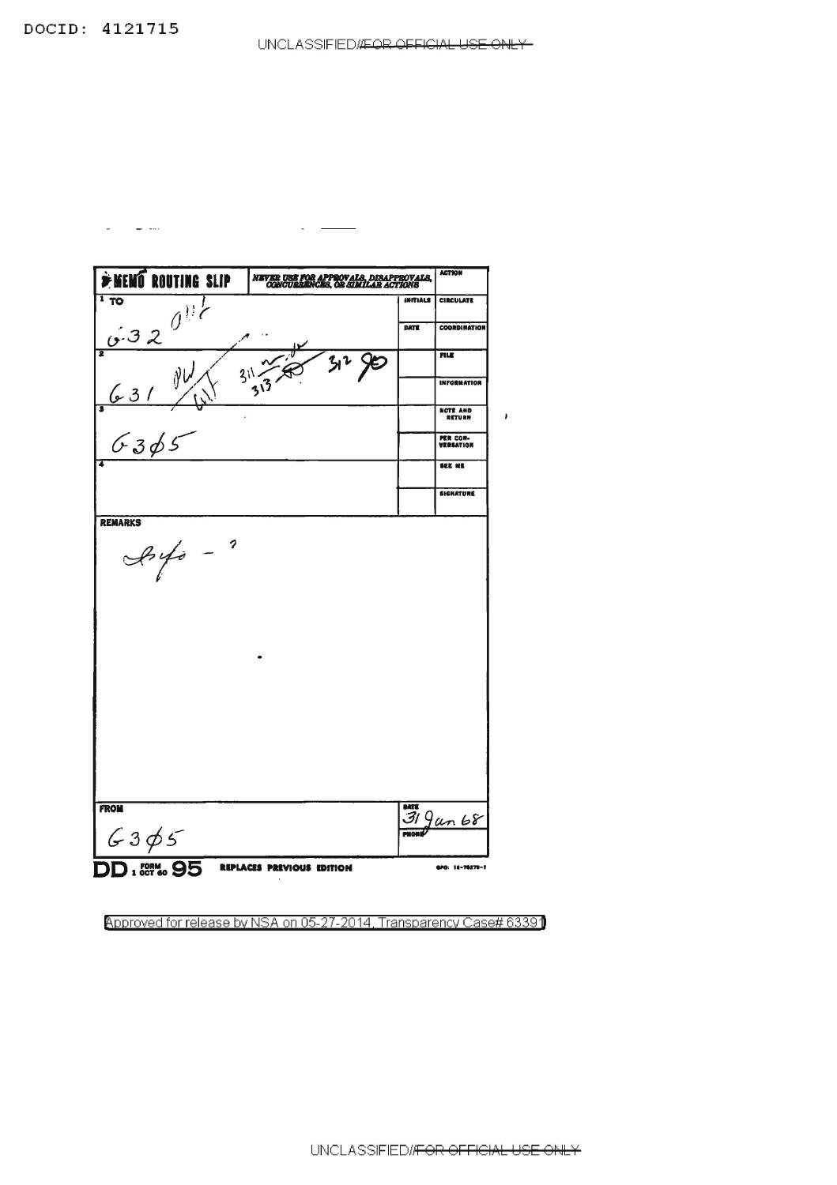DOCID: 4121715

UNCLASSIFIED//~~FOR OFFICIAL USE ONLY~~

**MEMO ROUTING SLIP** — NEVER USE FOR APPROVALS, DISAPPROVALS, CONCURRENCES, OR SIMILAR ACTIONS

| TO | INITIALS | ACTION |
|---|---|---|
| 1 G32 OW | | CIRCULATE |
| | DATE | COORDINATION |
| 2 G31 DW / WT 311 313 312 | | FILE |
| | | INFORMATION |
| 3 G305 | | NOTE AND RETURN |
| | | PER CONVERSATION |
| 4 | | SEE ME |
| | | SIGNATURE |

**REMARKS**

Info - ?

| FROM | DATE |
|---|---|
| G305 | 31 Jan 68 |
| | PHONE |

DD FORM 95, 1 OCT 60 — REPLACES PREVIOUS EDITION — GPO: 16-70270-1

Approved for release by NSA on 05-27-2014, Transparency Case# 63391

UNCLASSIFIED//~~FOR OFFICIAL USE ONLY~~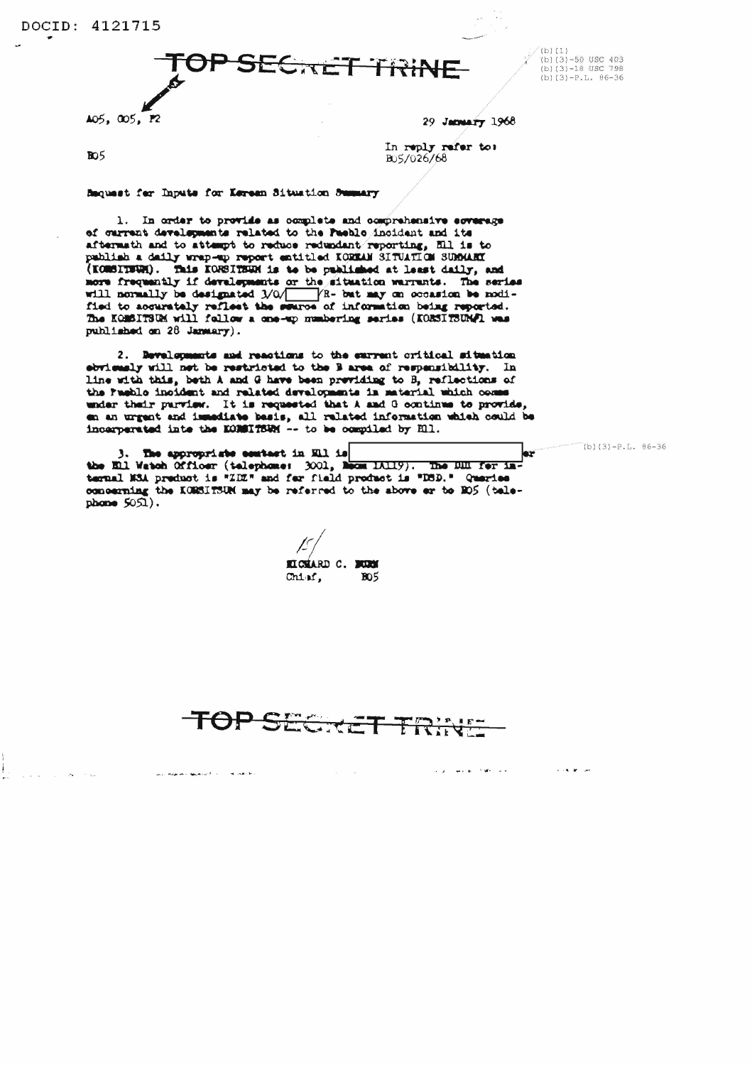DOCID: 4121715

TOP SECRET TRINE

(b)(1)
(b)(3)-50 USC 403
(b)(3)-18 USC 798
(b)(3)-P.L. 86-36

A05, C05, F2

29 January 1968

B05

In reply refer to:
B05/026/68

Request for Inputs for Korean Situation Summary

1. In order to provide as complete and comprehensive coverage of current developments related to the Pueblo incident and its aftermath and to attempt to reduce redundant reporting, B11 is to publish a daily wrap-up report entitled KOREAN SITUATION SUMMARY (KORSITSUM). This KORSITSUM is to be published at least daily, and more frequently if developments or the situation warrants. The series will normally be designated 3/O/[ ]/R- but may on occasion be modified to accurately reflect the source of information being reported. The KORSITSUM will follow a one-up numbering series (KORSITSUM/1 was published on 28 January).

2. Developments and reactions to the current critical situation obviously will not be restricted to the B area of responsibility. In line with this, both A and G have been providing to B, reflections of the Pueblo incident and related developments in material which comes under their purview. It is requested that A and G continue to provide, on an urgent and immediate basis, all related information which could be incorporated into the KORSITSUM -- to be compiled by B11.

3. The appropriate contact in B11 is [ ] or the B11 Watch Officer (telephone: 3001, Room 1A119). The DIN for internal NSA product is "ZDZ" and for field product is "DSD." Queries concerning the KORSITSUM may be referred to the above or to B05 (telephone 5051).

(b)(3)-P.L. 86-36

/s/
RICHARD C. BURN
Chief, B05

TOP SECRET TRINE